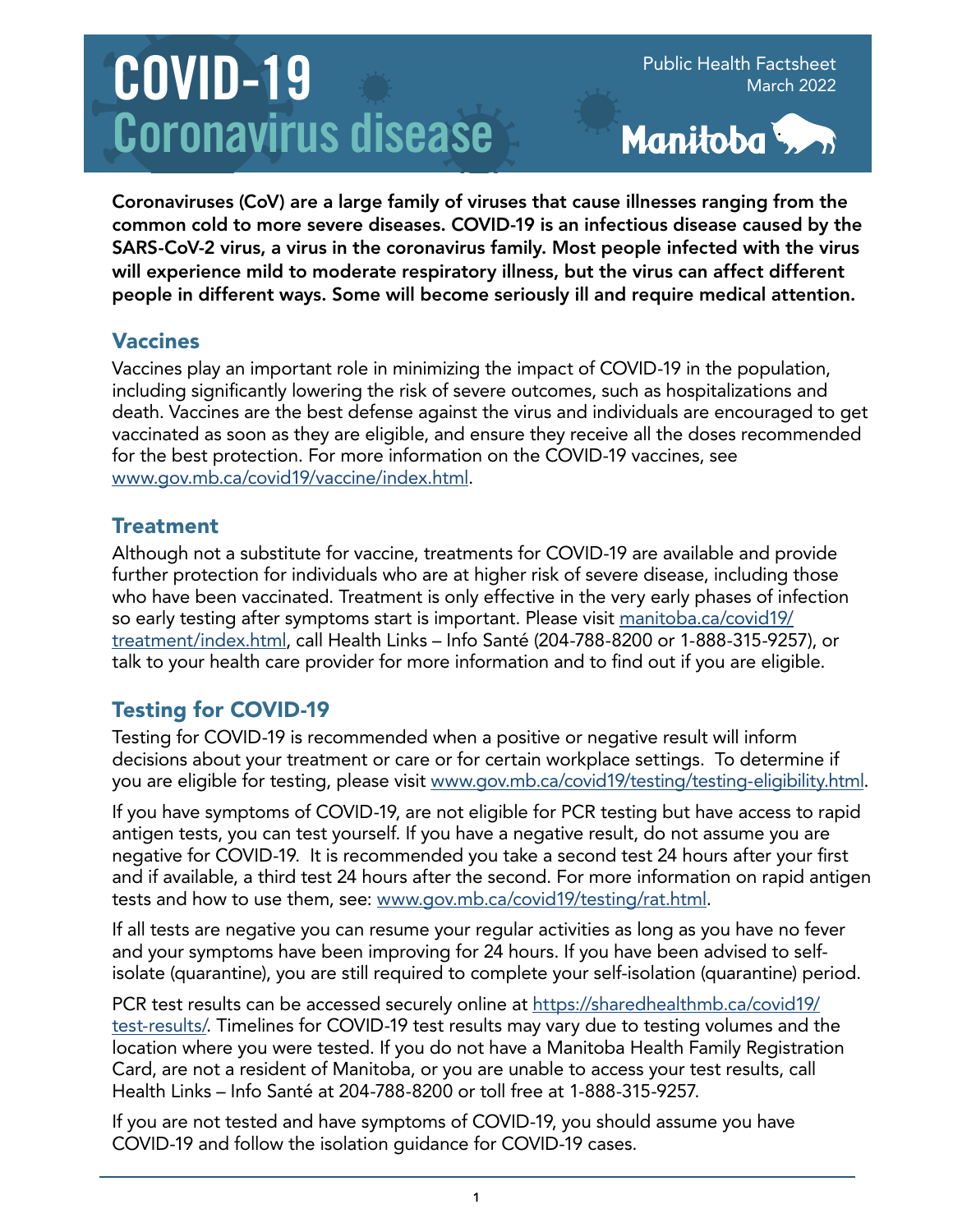# COVID-19 Coronavirus disease

Public Health Factsheet
March 2022

Manitoba

**Coronaviruses (CoV) are a large family of viruses that cause illnesses ranging from the common cold to more severe diseases. COVID-19 is an infectious disease caused by the SARS-CoV-2 virus, a virus in the coronavirus family. Most people infected with the virus will experience mild to moderate respiratory illness, but the virus can affect different people in different ways. Some will become seriously ill and require medical attention.**

## Vaccines

Vaccines play an important role in minimizing the impact of COVID-19 in the population, including significantly lowering the risk of severe outcomes, such as hospitalizations and death. Vaccines are the best defense against the virus and individuals are encouraged to get vaccinated as soon as they are eligible, and ensure they receive all the doses recommended for the best protection. For more information on the COVID-19 vaccines, see www.gov.mb.ca/covid19/vaccine/index.html.

## Treatment

Although not a substitute for vaccine, treatments for COVID-19 are available and provide further protection for individuals who are at higher risk of severe disease, including those who have been vaccinated. Treatment is only effective in the very early phases of infection so early testing after symptoms start is important. Please visit manitoba.ca/covid19/treatment/index.html, call Health Links – Info Santé (204-788-8200 or 1-888-315-9257), or talk to your health care provider for more information and to find out if you are eligible.

## Testing for COVID-19

Testing for COVID-19 is recommended when a positive or negative result will inform decisions about your treatment or care or for certain workplace settings. To determine if you are eligible for testing, please visit www.gov.mb.ca/covid19/testing/testing-eligibility.html.

If you have symptoms of COVID-19, are not eligible for PCR testing but have access to rapid antigen tests, you can test yourself. If you have a negative result, do not assume you are negative for COVID-19. It is recommended you take a second test 24 hours after your first and if available, a third test 24 hours after the second. For more information on rapid antigen tests and how to use them, see: www.gov.mb.ca/covid19/testing/rat.html.

If all tests are negative you can resume your regular activities as long as you have no fever and your symptoms have been improving for 24 hours. If you have been advised to self-isolate (quarantine), you are still required to complete your self-isolation (quarantine) period.

PCR test results can be accessed securely online at https://sharedhealthmb.ca/covid19/test-results/. Timelines for COVID-19 test results may vary due to testing volumes and the location where you were tested. If you do not have a Manitoba Health Family Registration Card, are not a resident of Manitoba, or you are unable to access your test results, call Health Links – Info Santé at 204-788-8200 or toll free at 1-888-315-9257.

If you are not tested and have symptoms of COVID-19, you should assume you have COVID-19 and follow the isolation guidance for COVID-19 cases.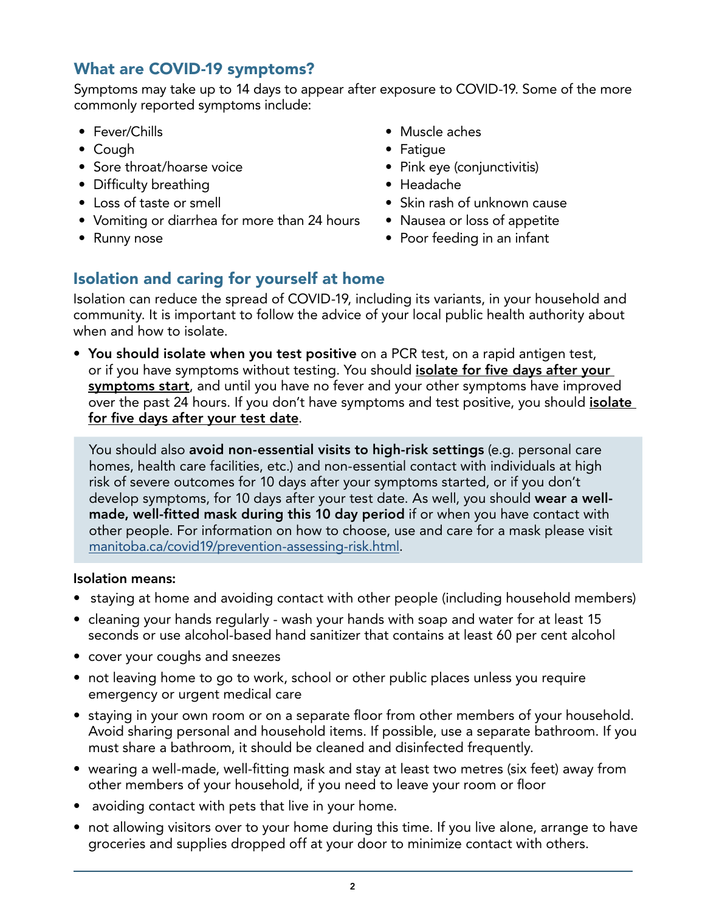## What are COVID-19 symptoms?

Symptoms may take up to 14 days to appear after exposure to COVID-19. Some of the more commonly reported symptoms include:

- Fever/Chills
- Cough
- Sore throat/hoarse voice
- Difficulty breathing
- Loss of taste or smell
- Vomiting or diarrhea for more than 24 hours
- Runny nose
- Muscle aches
- Fatigue
- Pink eye (conjunctivitis)
- Headache
- Skin rash of unknown cause
- Nausea or loss of appetite
- Poor feeding in an infant

## Isolation and caring for yourself at home

Isolation can reduce the spread of COVID-19, including its variants, in your household and community. It is important to follow the advice of your local public health authority about when and how to isolate.

- **You should isolate when you test positive** on a PCR test, on a rapid antigen test, or if you have symptoms without testing. You should **isolate for five days after your symptoms start**, and until you have no fever and your other symptoms have improved over the past 24 hours. If you don't have symptoms and test positive, you should **isolate for five days after your test date**.

You should also **avoid non-essential visits to high-risk settings** (e.g. personal care homes, health care facilities, etc.) and non-essential contact with individuals at high risk of severe outcomes for 10 days after your symptoms started, or if you don't develop symptoms, for 10 days after your test date. As well, you should **wear a well-made, well-fitted mask during this 10 day period** if or when you have contact with other people. For information on how to choose, use and care for a mask please visit manitoba.ca/covid19/prevention-assessing-risk.html.

**Isolation means:**

- staying at home and avoiding contact with other people (including household members)
- cleaning your hands regularly - wash your hands with soap and water for at least 15 seconds or use alcohol-based hand sanitizer that contains at least 60 per cent alcohol
- cover your coughs and sneezes
- not leaving home to go to work, school or other public places unless you require emergency or urgent medical care
- staying in your own room or on a separate floor from other members of your household. Avoid sharing personal and household items. If possible, use a separate bathroom. If you must share a bathroom, it should be cleaned and disinfected frequently.
- wearing a well-made, well-fitting mask and stay at least two metres (six feet) away from other members of your household, if you need to leave your room or floor
- avoiding contact with pets that live in your home.
- not allowing visitors over to your home during this time. If you live alone, arrange to have groceries and supplies dropped off at your door to minimize contact with others.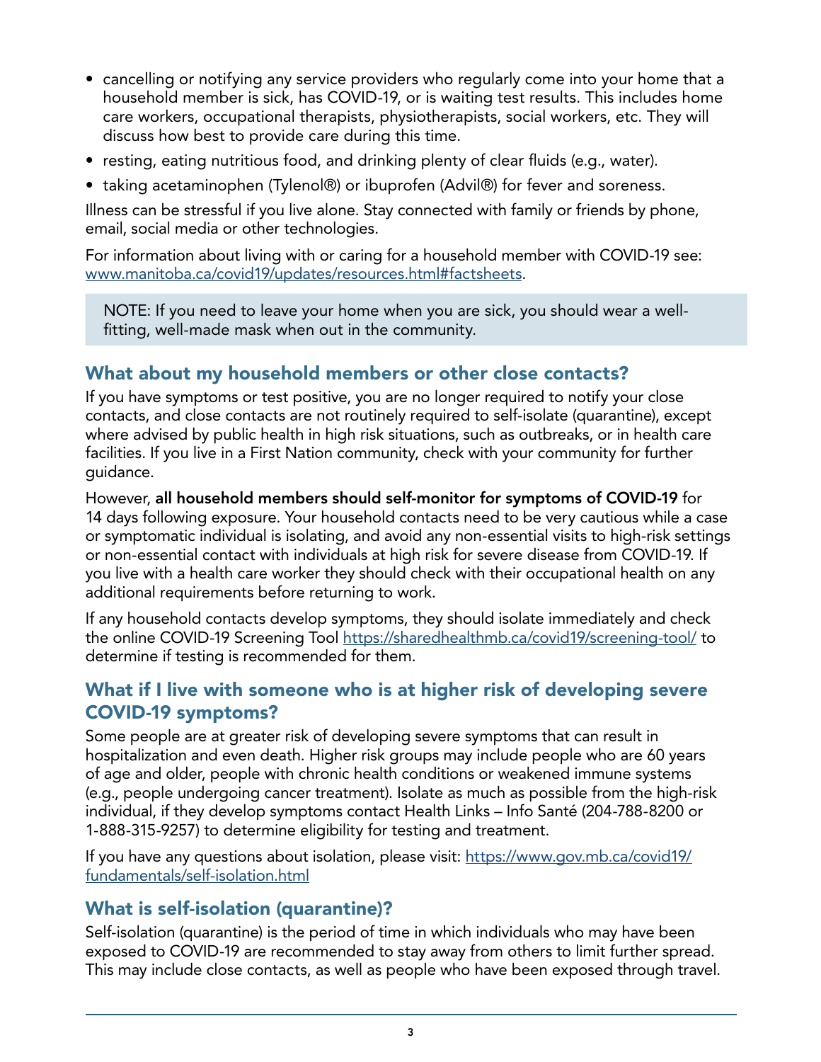- cancelling or notifying any service providers who regularly come into your home that a household member is sick, has COVID-19, or is waiting test results. This includes home care workers, occupational therapists, physiotherapists, social workers, etc. They will discuss how best to provide care during this time.
- resting, eating nutritious food, and drinking plenty of clear fluids (e.g., water).
- taking acetaminophen (Tylenol®) or ibuprofen (Advil®) for fever and soreness.

Illness can be stressful if you live alone. Stay connected with family or friends by phone, email, social media or other technologies.

For information about living with or caring for a household member with COVID-19 see: www.manitoba.ca/covid19/updates/resources.html#factsheets.

> NOTE: If you need to leave your home when you are sick, you should wear a well-fitting, well-made mask when out in the community.

## What about my household members or other close contacts?

If you have symptoms or test positive, you are no longer required to notify your close contacts, and close contacts are not routinely required to self-isolate (quarantine), except where advised by public health in high risk situations, such as outbreaks, or in health care facilities. If you live in a First Nation community, check with your community for further guidance.

However, **all household members should self-monitor for symptoms of COVID-19** for 14 days following exposure. Your household contacts need to be very cautious while a case or symptomatic individual is isolating, and avoid any non-essential visits to high-risk settings or non-essential contact with individuals at high risk for severe disease from COVID-19. If you live with a health care worker they should check with their occupational health on any additional requirements before returning to work.

If any household contacts develop symptoms, they should isolate immediately and check the online COVID-19 Screening Tool https://sharedhealthmb.ca/covid19/screening-tool/ to determine if testing is recommended for them.

## What if I live with someone who is at higher risk of developing severe COVID-19 symptoms?

Some people are at greater risk of developing severe symptoms that can result in hospitalization and even death. Higher risk groups may include people who are 60 years of age and older, people with chronic health conditions or weakened immune systems (e.g., people undergoing cancer treatment). Isolate as much as possible from the high-risk individual, if they develop symptoms contact Health Links – Info Santé (204-788-8200 or 1-888-315-9257) to determine eligibility for testing and treatment.

If you have any questions about isolation, please visit: https://www.gov.mb.ca/covid19/fundamentals/self-isolation.html

## What is self-isolation (quarantine)?

Self-isolation (quarantine) is the period of time in which individuals who may have been exposed to COVID-19 are recommended to stay away from others to limit further spread. This may include close contacts, as well as people who have been exposed through travel.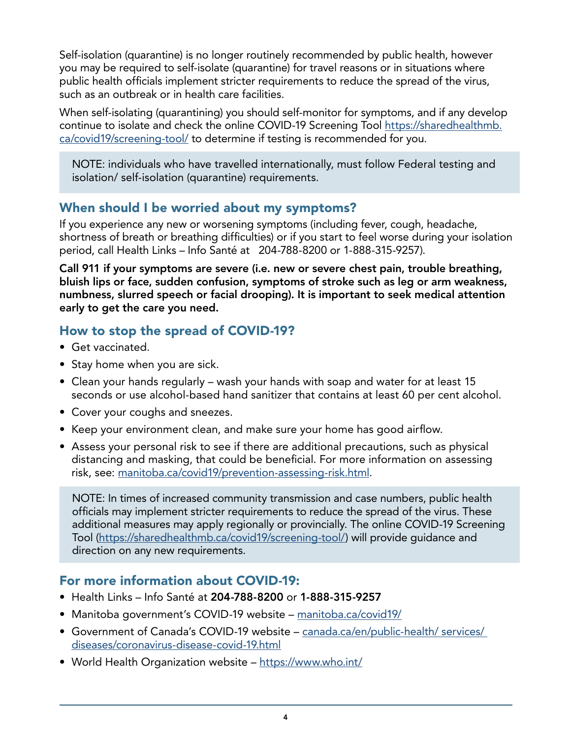Self-isolation (quarantine) is no longer routinely recommended by public health, however you may be required to self-isolate (quarantine) for travel reasons or in situations where public health officials implement stricter requirements to reduce the spread of the virus, such as an outbreak or in health care facilities.

When self-isolating (quarantining) you should self-monitor for symptoms, and if any develop continue to isolate and check the online COVID-19 Screening Tool [https://sharedhealthmb.ca/covid19/screening-tool/](https://sharedhealthmb.ca/covid19/screening-tool/) to determine if testing is recommended for you.

> NOTE: individuals who have travelled internationally, must follow Federal testing and isolation/ self-isolation (quarantine) requirements.

## When should I be worried about my symptoms?

If you experience any new or worsening symptoms (including fever, cough, headache, shortness of breath or breathing difficulties) or if you start to feel worse during your isolation period, call Health Links – Info Santé at 204-788-8200 or 1-888-315-9257).

**Call 911 if your symptoms are severe (i.e. new or severe chest pain, trouble breathing, bluish lips or face, sudden confusion, symptoms of stroke such as leg or arm weakness, numbness, slurred speech or facial drooping). It is important to seek medical attention early to get the care you need.**

## How to stop the spread of COVID-19?

- Get vaccinated.
- Stay home when you are sick.
- Clean your hands regularly – wash your hands with soap and water for at least 15 seconds or use alcohol-based hand sanitizer that contains at least 60 per cent alcohol.
- Cover your coughs and sneezes.
- Keep your environment clean, and make sure your home has good airflow.
- Assess your personal risk to see if there are additional precautions, such as physical distancing and masking, that could be beneficial. For more information on assessing risk, see: [manitoba.ca/covid19/prevention-assessing-risk.html](manitoba.ca/covid19/prevention-assessing-risk.html).

> NOTE: In times of increased community transmission and case numbers, public health officials may implement stricter requirements to reduce the spread of the virus. These additional measures may apply regionally or provincially. The online COVID-19 Screening Tool ([https://sharedhealthmb.ca/covid19/screening-tool/](https://sharedhealthmb.ca/covid19/screening-tool/)) will provide guidance and direction on any new requirements.

## For more information about COVID-19:

- Health Links – Info Santé at **204-788-8200** or **1-888-315-9257**
- Manitoba government's COVID-19 website – [manitoba.ca/covid19/](manitoba.ca/covid19/)
- Government of Canada's COVID-19 website – [canada.ca/en/public-health/ services/ diseases/coronavirus-disease-covid-19.html](canada.ca/en/public-health/services/diseases/coronavirus-disease-covid-19.html)
- World Health Organization website – [https://www.who.int/](https://www.who.int/)